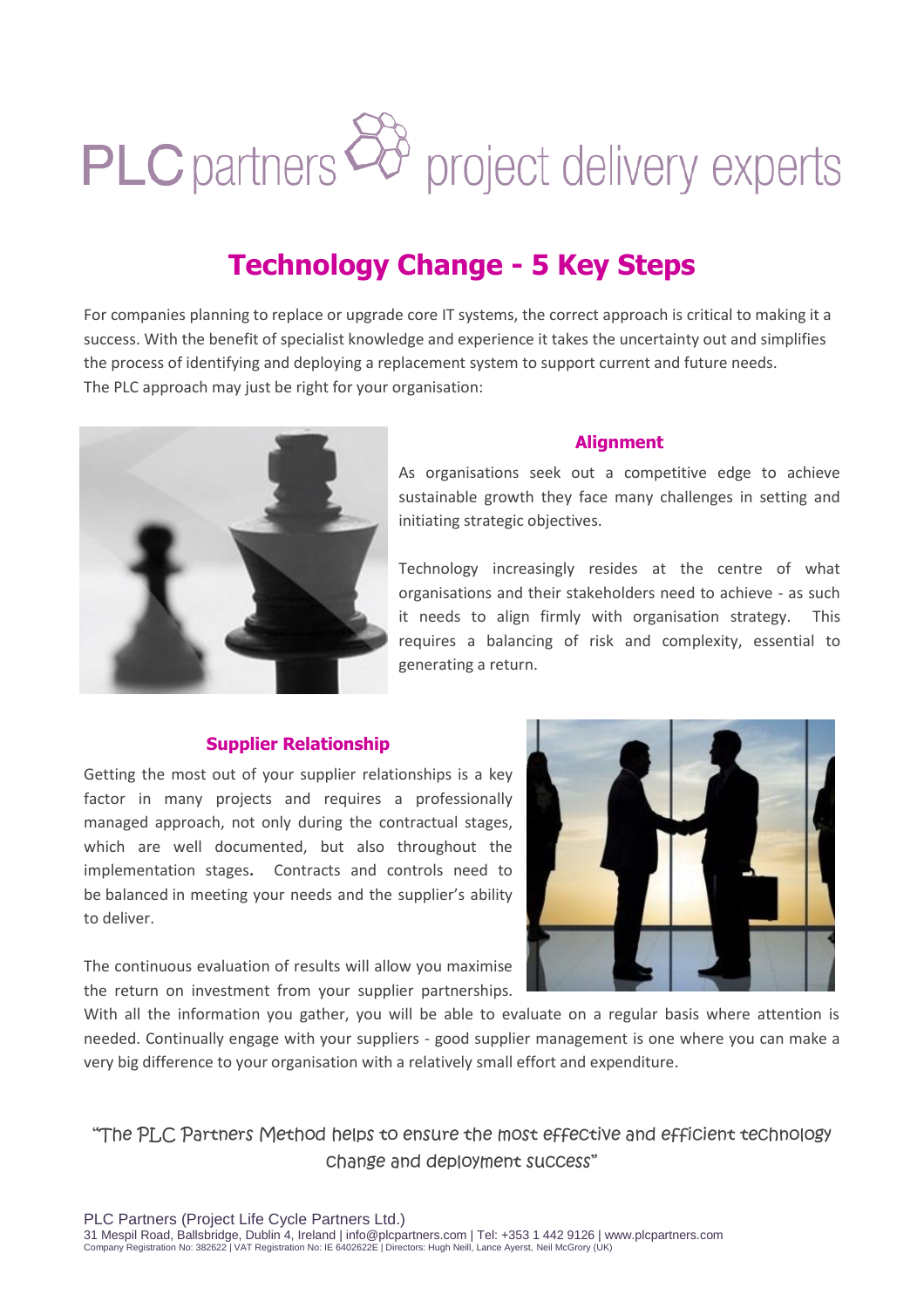PLC partners project delivery experts

# Technology Change - 5 Key Steps

For companies planning to replace or upgrade core IT systems, the correct approach is critical to making it a success. With the benefit of specialist knowledge and experience it takes the uncertainty out and simplifies the process of identifying and deploying a replacement system to support current and future needs.
The PLC approach may just be right for your organisation:

## Alignment

As organisations seek out a competitive edge to achieve sustainable growth they face many challenges in setting and initiating strategic objectives.

Technology increasingly resides at the centre of what organisations and their stakeholders need to achieve - as such it needs to align firmly with organisation strategy. This requires a balancing of risk and complexity, essential to generating a return.

## Supplier Relationship

Getting the most out of your supplier relationships is a key factor in many projects and requires a professionally managed approach, not only during the contractual stages, which are well documented, but also throughout the implementation stages**.** Contracts and controls need to be balanced in meeting your needs and the supplier's ability to deliver.

The continuous evaluation of results will allow you maximise the return on investment from your supplier partnerships. With all the information you gather, you will be able to evaluate on a regular basis where attention is needed. Continually engage with your suppliers - good supplier management is one where you can make a very big difference to your organisation with a relatively small effort and expenditure.

"The PLC Partners Method helps to ensure the most effective and efficient technology change and deployment success"

PLC Partners (Project Life Cycle Partners Ltd.)
31 Mespil Road, Ballsbridge, Dublin 4, Ireland | info@plcpartners.com | Tel: +353 1 442 9126 | www.plcpartners.com
Company Registration No: 382622 | VAT Registration No: IE 6402622E | Directors: Hugh Neill, Lance Ayerst, Neil McGrory (UK)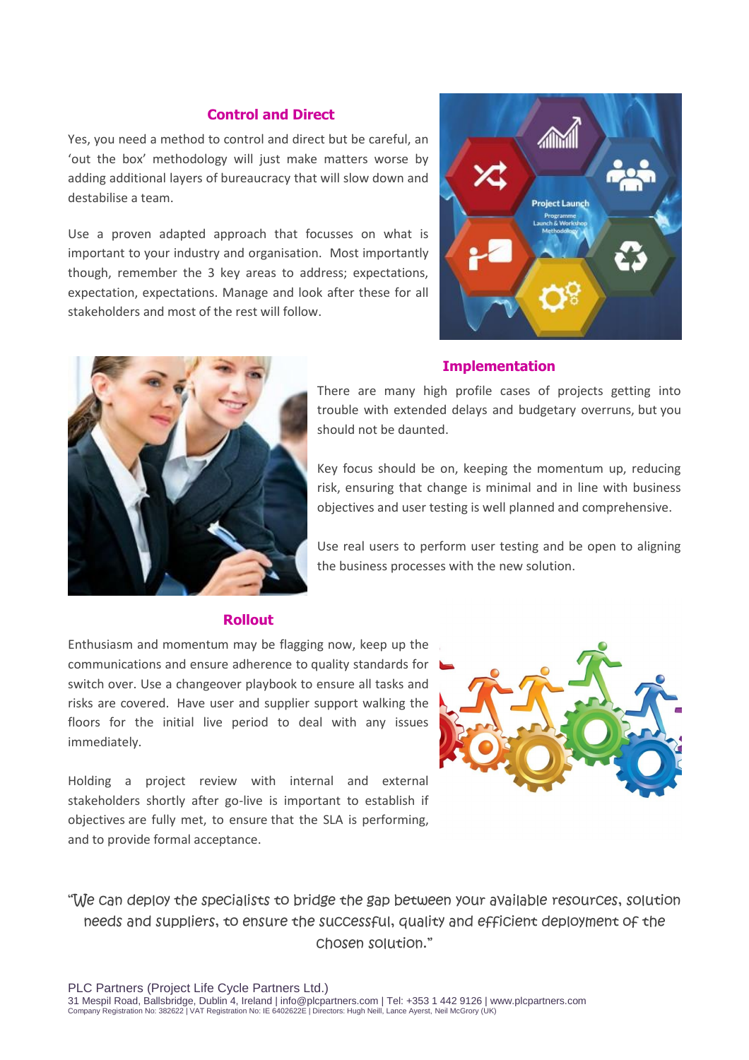## Control and Direct

Yes, you need a method to control and direct but be careful, an 'out the box' methodology will just make matters worse by adding additional layers of bureaucracy that will slow down and destabilise a team.

Use a proven adapted approach that focusses on what is important to your industry and organisation. Most importantly though, remember the 3 key areas to address; expectations, expectation, expectations. Manage and look after these for all stakeholders and most of the rest will follow.

## Implementation

There are many high profile cases of projects getting into trouble with extended delays and budgetary overruns, but you should not be daunted.

Key focus should be on, keeping the momentum up, reducing risk, ensuring that change is minimal and in line with business objectives and user testing is well planned and comprehensive.

Use real users to perform user testing and be open to aligning the business processes with the new solution.

## Rollout

Enthusiasm and momentum may be flagging now, keep up the communications and ensure adherence to quality standards for switch over. Use a changeover playbook to ensure all tasks and risks are covered. Have user and supplier support walking the floors for the initial live period to deal with any issues immediately.

Holding a project review with internal and external stakeholders shortly after go-live is important to establish if objectives are fully met, to ensure that the SLA is performing, and to provide formal acceptance.

"We can deploy the specialists to bridge the gap between your available resources, solution needs and suppliers, to ensure the successful, quality and efficient deployment of the chosen solution."

PLC Partners (Project Life Cycle Partners Ltd.)
31 Mespil Road, Ballsbridge, Dublin 4, Ireland | info@plcpartners.com | Tel: +353 1 442 9126 | www.plcpartners.com
Company Registration No: 382622 | VAT Registration No: IE 6402622E | Directors: Hugh Neill, Lance Ayerst, Neil McGrory (UK)